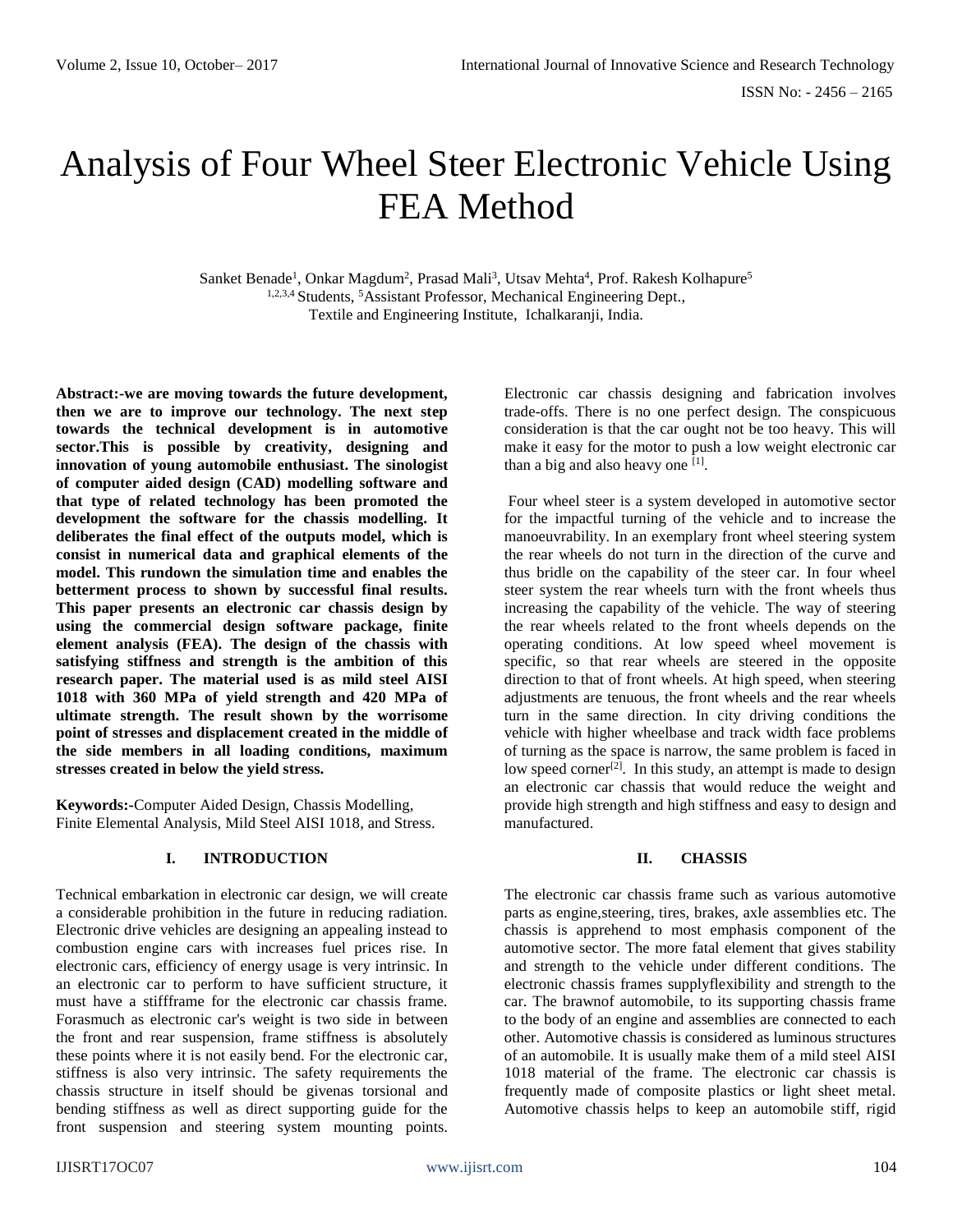# Analysis of Four Wheel Steer Electronic Vehicle Using FEA Method

Sanket Benade[1], Onkar Magdum[2], Prasad Mali[3], Utsav Mehta[4], Prof. Rakesh Kolhapure[5]
[1,2,3,4] Students, [5]Assistant Professor, Mechanical Engineering Dept.,
Textile and Engineering Institute, Ichalkaranji, India.

**Abstract:-we are moving towards the future development, then we are to improve our technology. The next step towards the technical development is in automotive sector.This is possible by creativity, designing and innovation of young automobile enthusiast. The sinologist of computer aided design (CAD) modelling software and that type of related technology has been promoted the development the software for the chassis modelling. It deliberates the final effect of the outputs model, which is consist in numerical data and graphical elements of the model. This rundown the simulation time and enables the betterment process to shown by successful final results. This paper presents an electronic car chassis design by using the commercial design software package, finite element analysis (FEA). The design of the chassis with satisfying stiffness and strength is the ambition of this research paper. The material used is as mild steel AISI 1018 with 360 MPa of yield strength and 420 MPa of ultimate strength. The result shown by the worrisome point of stresses and displacement created in the middle of the side members in all loading conditions, maximum stresses created in below the yield stress.**

**Keywords:-**Computer Aided Design, Chassis Modelling, Finite Elemental Analysis, Mild Steel AISI 1018, and Stress.

## I. INTRODUCTION

Technical embarkation in electronic car design, we will create a considerable prohibition in the future in reducing radiation. Electronic drive vehicles are designing an appealing instead to combustion engine cars with increases fuel prices rise. In electronic cars, efficiency of energy usage is very intrinsic. In an electronic car to perform to have sufficient structure, it must have a stiffframe for the electronic car chassis frame. Forasmuch as electronic car's weight is two side in between the front and rear suspension, frame stiffness is absolutely these points where it is not easily bend. For the electronic car, stiffness is also very intrinsic. The safety requirements the chassis structure in itself should be givenas torsional and bending stiffness as well as direct supporting guide for the front suspension and steering system mounting points.

Electronic car chassis designing and fabrication involves trade-offs. There is no one perfect design. The conspicuous consideration is that the car ought not be too heavy. This will make it easy for the motor to push a low weight electronic car than a big and also heavy one [1].

Four wheel steer is a system developed in automotive sector for the impactful turning of the vehicle and to increase the manoeuvrability. In an exemplary front wheel steering system the rear wheels do not turn in the direction of the curve and thus bridle on the capability of the steer car. In four wheel steer system the rear wheels turn with the front wheels thus increasing the capability of the vehicle. The way of steering the rear wheels related to the front wheels depends on the operating conditions. At low speed wheel movement is specific, so that rear wheels are steered in the opposite direction to that of front wheels. At high speed, when steering adjustments are tenuous, the front wheels and the rear wheels turn in the same direction. In city driving conditions the vehicle with higher wheelbase and track width face problems of turning as the space is narrow, the same problem is faced in low speed corner[2]. In this study, an attempt is made to design an electronic car chassis that would reduce the weight and provide high strength and high stiffness and easy to design and manufactured.

## II. CHASSIS

The electronic car chassis frame such as various automotive parts as engine,steering, tires, brakes, axle assemblies etc. The chassis is apprehend to most emphasis component of the automotive sector. The more fatal element that gives stability and strength to the vehicle under different conditions. The electronic chassis frames supplyflexibility and strength to the car. The brawnof automobile, to its supporting chassis frame to the body of an engine and assemblies are connected to each other. Automotive chassis is considered as luminous structures of an automobile. It is usually make them of a mild steel AISI 1018 material of the frame. The electronic car chassis is frequently made of composite plastics or light sheet metal. Automotive chassis helps to keep an automobile stiff, rigid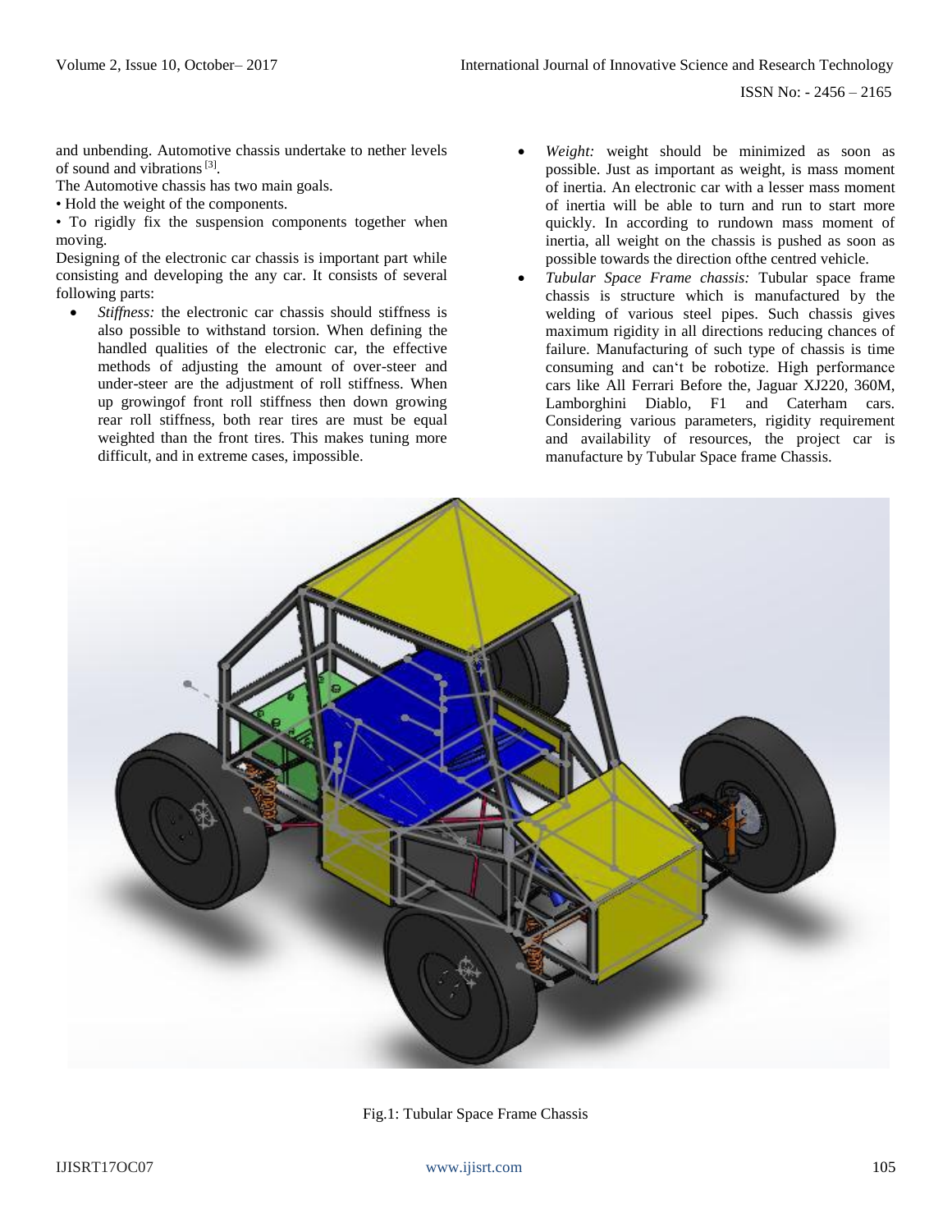and unbending. Automotive chassis undertake to nether levels of sound and vibrations [3].

The Automotive chassis has two main goals.

• Hold the weight of the components.

• To rigidly fix the suspension components together when moving.

Designing of the electronic car chassis is important part while consisting and developing the any car. It consists of several following parts:

- *Stiffness:* the electronic car chassis should stiffness is also possible to withstand torsion. When defining the handled qualities of the electronic car, the effective methods of adjusting the amount of over-steer and under-steer are the adjustment of roll stiffness. When up growingof front roll stiffness then down growing rear roll stiffness, both rear tires are must be equal weighted than the front tires. This makes tuning more difficult, and in extreme cases, impossible.
- *Weight:* weight should be minimized as soon as possible. Just as important as weight, is mass moment of inertia. An electronic car with a lesser mass moment of inertia will be able to turn and run to start more quickly. In according to rundown mass moment of inertia, all weight on the chassis is pushed as soon as possible towards the direction ofthe centred vehicle.
- *Tubular Space Frame chassis:* Tubular space frame chassis is structure which is manufactured by the welding of various steel pipes. Such chassis gives maximum rigidity in all directions reducing chances of failure. Manufacturing of such type of chassis is time consuming and can't be robotize. High performance cars like All Ferrari Before the, Jaguar XJ220, 360M, Lamborghini Diablo, F1 and Caterham cars. Considering various parameters, rigidity requirement and availability of resources, the project car is manufacture by Tubular Space frame Chassis.

Fig.1: Tubular Space Frame Chassis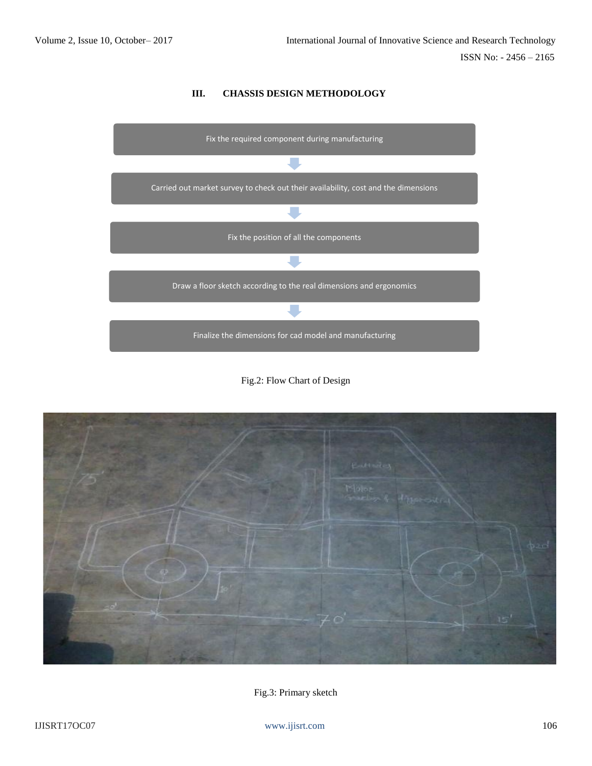## III. CHASSIS DESIGN METHODOLOGY

Fix the required component during manufacturing

↓

Carried out market survey to check out their availability, cost and the dimensions

↓

Fix the position of all the components

↓

Draw a floor sketch according to the real dimensions and ergonomics

↓

Finalize the dimensions for cad model and manufacturing

Fig.2: Flow Chart of Design

Fig.3: Primary sketch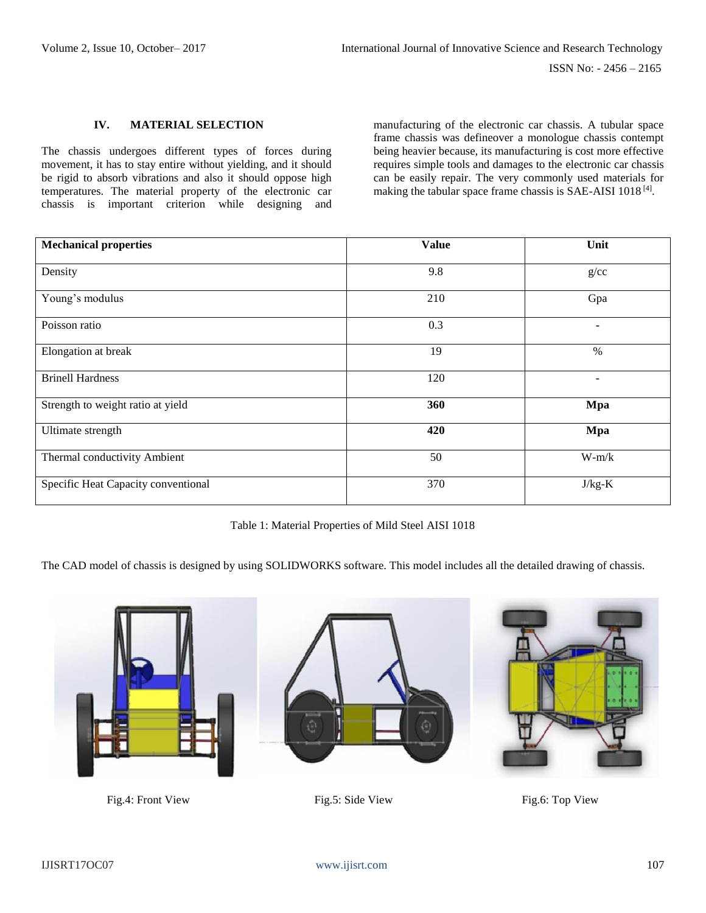## IV. MATERIAL SELECTION

The chassis undergoes different types of forces during movement, it has to stay entire without yielding, and it should be rigid to absorb vibrations and also it should oppose high temperatures. The material property of the electronic car chassis is important criterion while designing and manufacturing of the electronic car chassis. A tubular space frame chassis was defineover a monologue chassis contempt being heavier because, its manufacturing is cost more effective requires simple tools and damages to the electronic car chassis can be easily repair. The very commonly used materials for making the tabular space frame chassis is SAE-AISI 1018 [4].

| **Mechanical properties** | **Value** | **Unit** |
|---|---|---|
| Density | 9.8 | g/cc |
| Young's modulus | 210 | Gpa |
| Poisson ratio | 0.3 | - |
| Elongation at break | 19 | % |
| Brinell Hardness | 120 | - |
| Strength to weight ratio at yield | **360** | **Mpa** |
| Ultimate strength | **420** | **Mpa** |
| Thermal conductivity Ambient | 50 | W-m/k |
| Specific Heat Capacity conventional | 370 | J/kg-K |

Table 1: Material Properties of Mild Steel AISI 1018

The CAD model of chassis is designed by using SOLIDWORKS software. This model includes all the detailed drawing of chassis.

Fig.4: Front View

Fig.5: Side View

Fig.6: Top View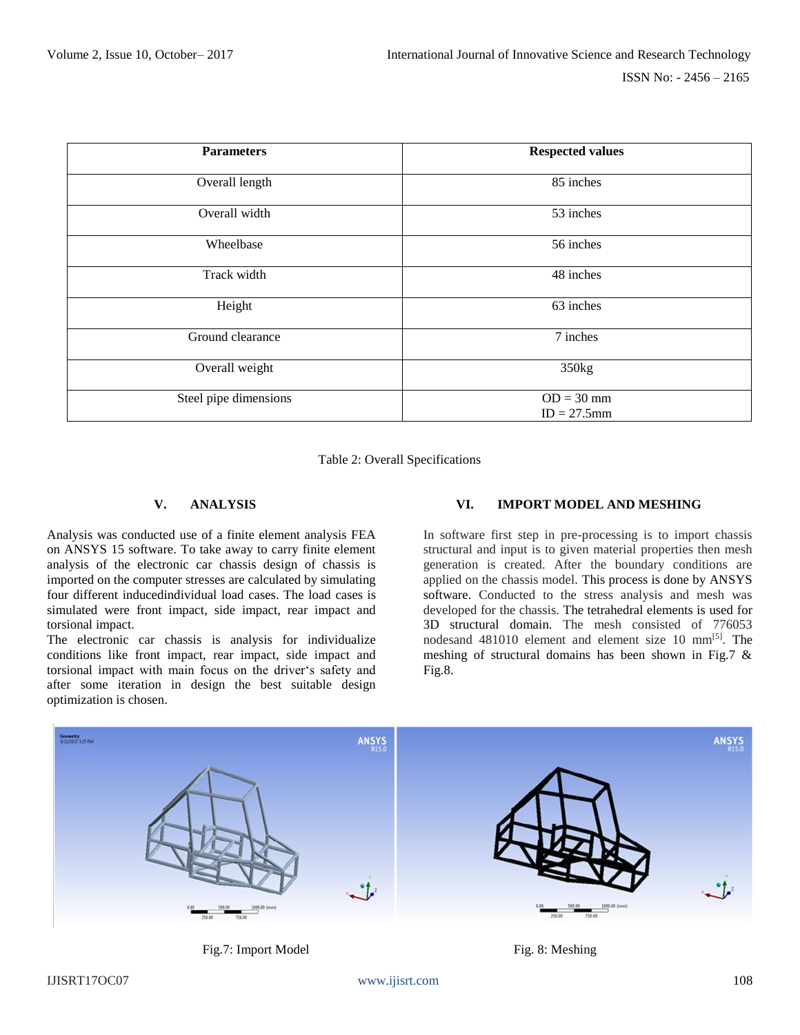| Parameters | Respected values |
|---|---|
| Overall length | 85 inches |
| Overall width | 53 inches |
| Wheelbase | 56 inches |
| Track width | 48 inches |
| Height | 63 inches |
| Ground clearance | 7 inches |
| Overall weight | 350kg |
| Steel pipe dimensions | OD = 30 mm<br>ID = 27.5mm |

Table 2: Overall Specifications

## V. ANALYSIS

Analysis was conducted use of a finite element analysis FEA on ANSYS 15 software. To take away to carry finite element analysis of the electronic car chassis design of chassis is imported on the computer stresses are calculated by simulating four different inducedindividual load cases. The load cases is simulated were front impact, side impact, rear impact and torsional impact.

The electronic car chassis is analysis for individualize conditions like front impact, rear impact, side impact and torsional impact with main focus on the driver‘s safety and after some iteration in design the best suitable design optimization is chosen.

## VI. IMPORT MODEL AND MESHING

In software first step in pre-processing is to import chassis structural and input is to given material properties then mesh generation is created. After the boundary conditions are applied on the chassis model. This process is done by ANSYS software. Conducted to the stress analysis and mesh was developed for the chassis. The tetrahedral elements is used for 3D structural domain. The mesh consisted of 776053 nodesand 481010 element and element size 10 mm[5]. The meshing of structural domains has been shown in Fig.7 & Fig.8.

Fig.7: Import Model

Fig. 8: Meshing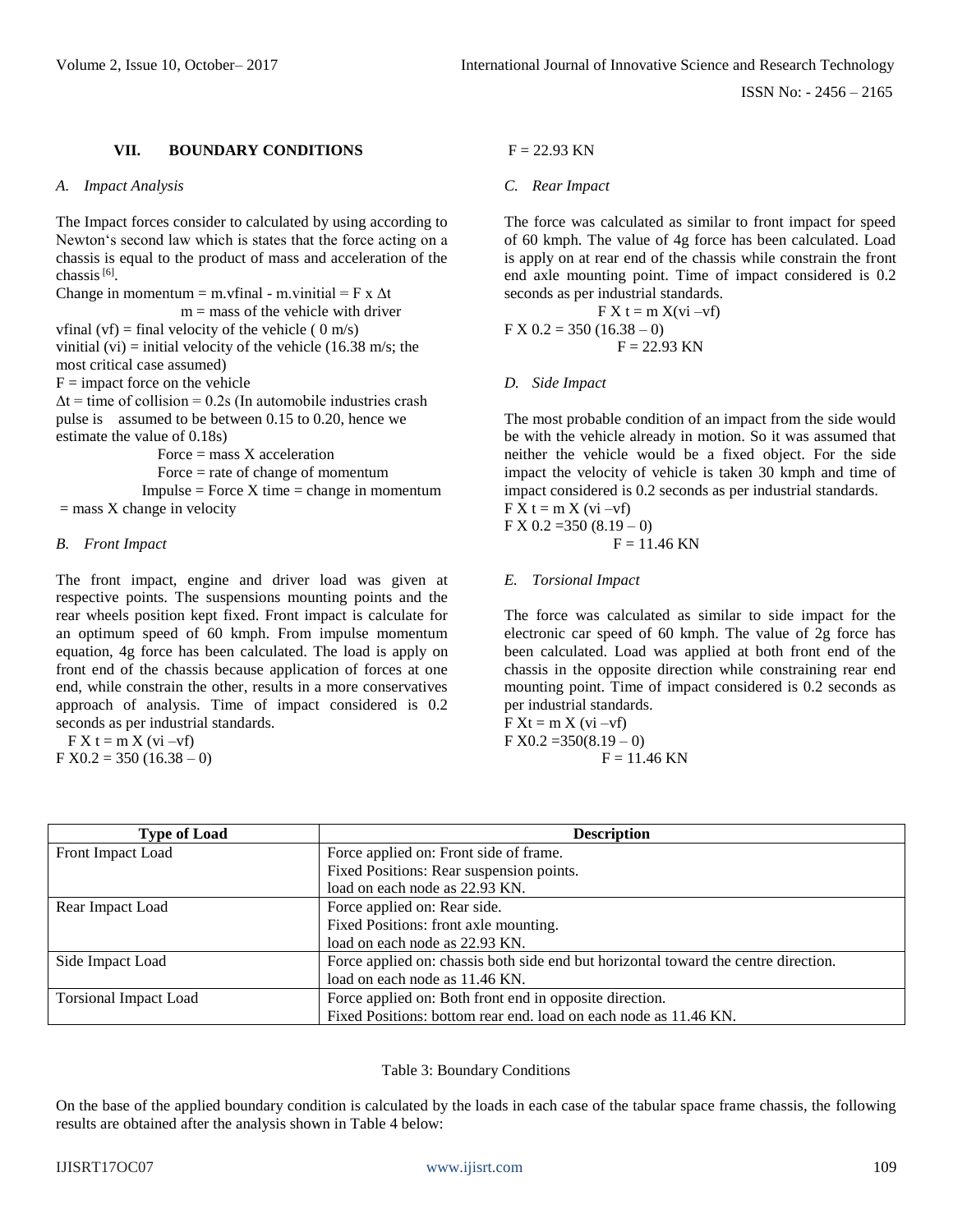## VII. BOUNDARY CONDITIONS

### *A. Impact Analysis*

The Impact forces consider to calculated by using according to Newton's second law which is states that the force acting on a chassis is equal to the product of mass and acceleration of the chassis [6].

Change in momentum = m.vfinal - m.vinitial = F x $\Delta$t

m = mass of the vehicle with driver

vfinal (vf) = final velocity of the vehicle ( 0 m/s)

vinitial (vi) = initial velocity of the vehicle (16.38 m/s; the most critical case assumed)

F = impact force on the vehicle

$\Delta$t = time of collision = 0.2s (In automobile industries crash pulse is assumed to be between 0.15 to 0.20, hence we estimate the value of 0.18s)

Force = mass X acceleration

Force = rate of change of momentum

Impulse = Force X time = change in momentum = mass X change in velocity

### *B. Front Impact*

The front impact, engine and driver load was given at respective points. The suspensions mounting points and the rear wheels position kept fixed. Front impact is calculate for an optimum speed of 60 kmph. From impulse momentum equation, 4g force has been calculated. The load is apply on front end of the chassis because application of forces at one end, while constrain the other, results in a more conservatives approach of analysis. Time of impact considered is 0.2 seconds as per industrial standards.

F X t = m X (vi –vf)

F X0.2 = 350 (16.38 – 0)

F = 22.93 KN

### *C. Rear Impact*

The force was calculated as similar to front impact for speed of 60 kmph. The value of 4g force has been calculated. Load is apply on at rear end of the chassis while constrain the front end axle mounting point. Time of impact considered is 0.2 seconds as per industrial standards.

F X t = m X(vi –vf)

F X 0.2 = 350 (16.38 – 0)

F = 22.93 KN

### *D. Side Impact*

The most probable condition of an impact from the side would be with the vehicle already in motion. So it was assumed that neither the vehicle would be a fixed object. For the side impact the velocity of vehicle is taken 30 kmph and time of impact considered is 0.2 seconds as per industrial standards.

F X t = m X (vi –vf)

F X 0.2 =350 (8.19 – 0)

F = 11.46 KN

### *E. Torsional Impact*

The force was calculated as similar to side impact for the electronic car speed of 60 kmph. The value of 2g force has been calculated. Load was applied at both front end of the chassis in the opposite direction while constraining rear end mounting point. Time of impact considered is 0.2 seconds as per industrial standards.

F Xt = m X (vi –vf)

F X0.2 =350(8.19 – 0)

F = 11.46 KN

| Type of Load | Description |
|---|---|
| Front Impact Load | Force applied on: Front side of frame.<br>Fixed Positions: Rear suspension points.<br>load on each node as 22.93 KN. |
| Rear Impact Load | Force applied on: Rear side.<br>Fixed Positions: front axle mounting.<br>load on each node as 22.93 KN. |
| Side Impact Load | Force applied on: chassis both side end but horizontal toward the centre direction.<br>load on each node as 11.46 KN. |
| Torsional Impact Load | Force applied on: Both front end in opposite direction.<br>Fixed Positions: bottom rear end. load on each node as 11.46 KN. |

Table 3: Boundary Conditions

On the base of the applied boundary condition is calculated by the loads in each case of the tabular space frame chassis, the following results are obtained after the analysis shown in Table 4 below: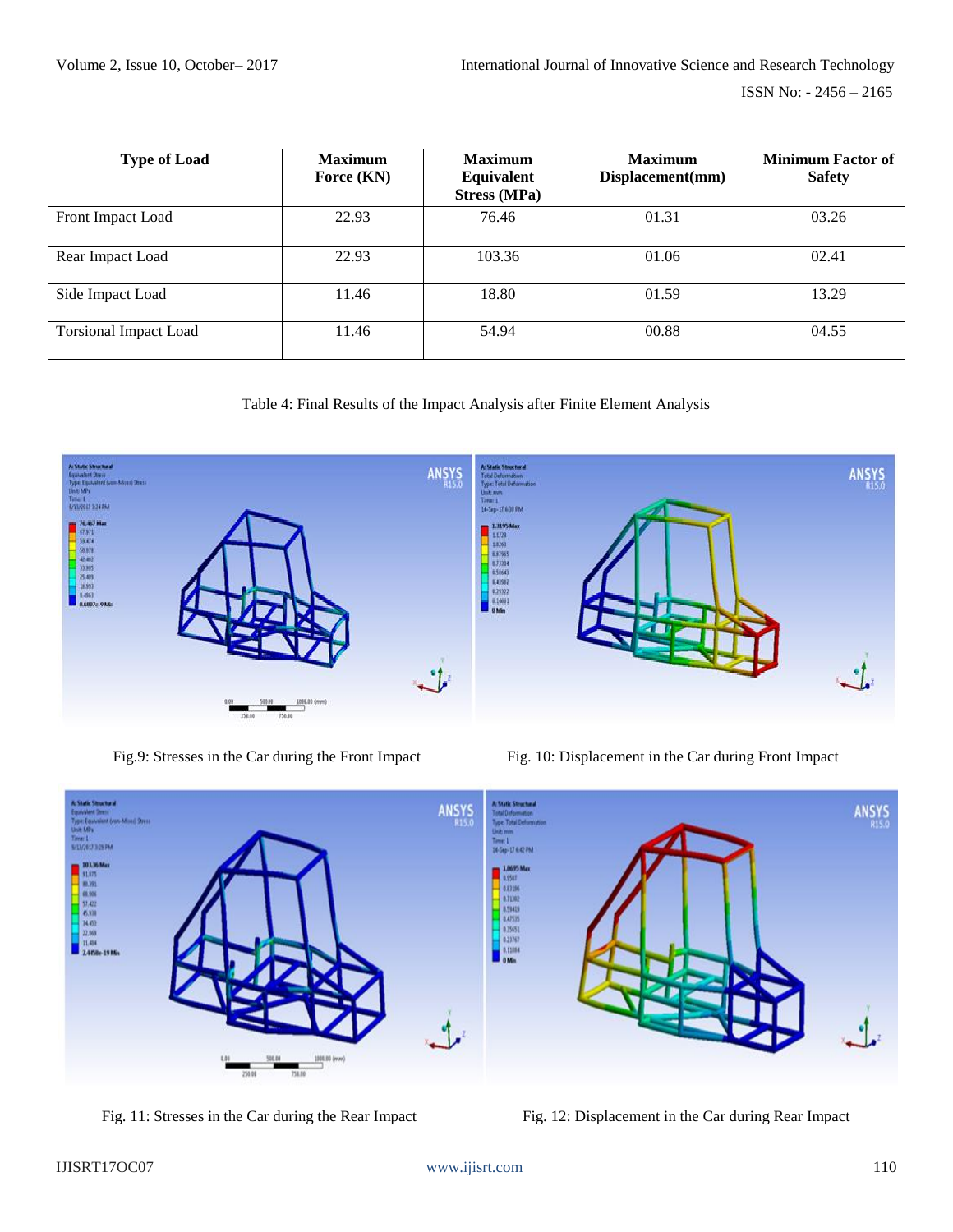| Type of Load | Maximum Force (KN) | Maximum Equivalent Stress (MPa) | Maximum Displacement(mm) | Minimum Factor of Safety |
|---|---|---|---|---|
| Front Impact Load | 22.93 | 76.46 | 01.31 | 03.26 |
| Rear Impact Load | 22.93 | 103.36 | 01.06 | 02.41 |
| Side Impact Load | 11.46 | 18.80 | 01.59 | 13.29 |
| Torsional Impact Load | 11.46 | 54.94 | 00.88 | 04.55 |

Table 4: Final Results of the Impact Analysis after Finite Element Analysis

Fig.9: Stresses in the Car during the Front Impact

Fig. 10: Displacement in the Car during Front Impact

Fig. 11: Stresses in the Car during the Rear Impact

Fig. 12: Displacement in the Car during Rear Impact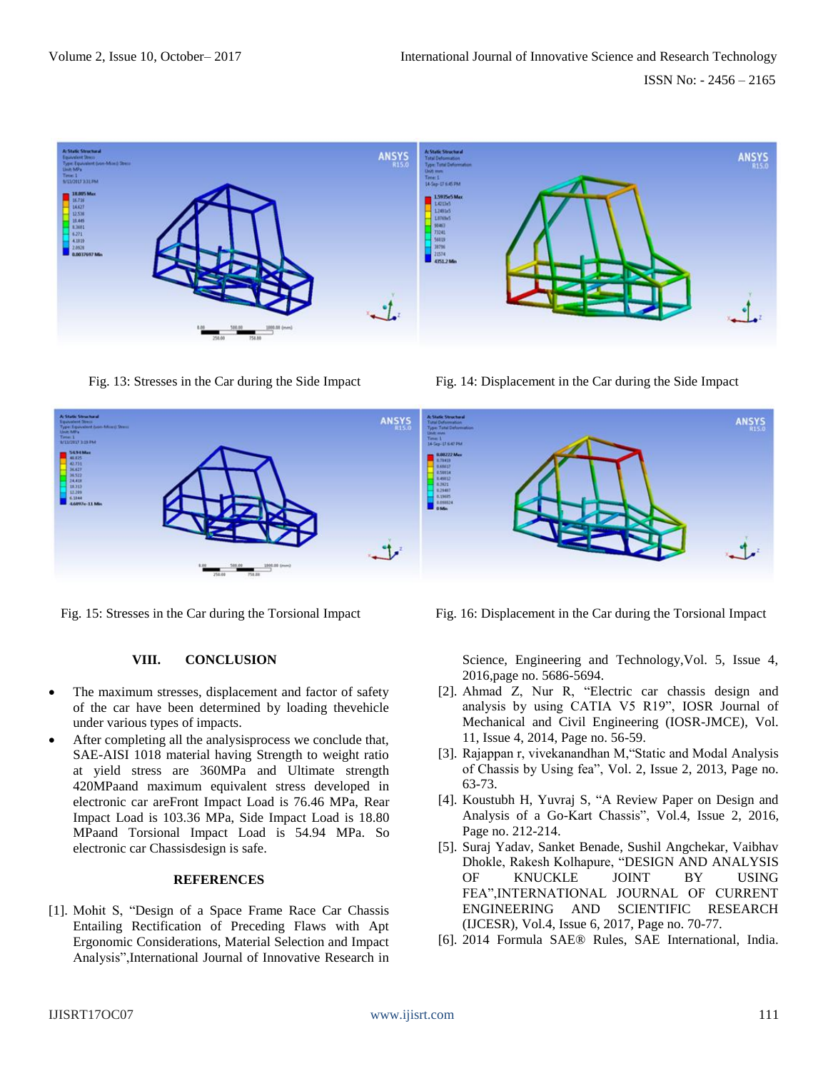Fig. 13: Stresses in the Car during the Side Impact

Fig. 14: Displacement in the Car during the Side Impact

Fig. 15: Stresses in the Car during the Torsional Impact

Fig. 16: Displacement in the Car during the Torsional Impact

## VIII. CONCLUSION

- The maximum stresses, displacement and factor of safety of the car have been determined by loading thevehicle under various types of impacts.
- After completing all the analysisprocess we conclude that, SAE-AISI 1018 material having Strength to weight ratio at yield stress are 360MPa and Ultimate strength 420MPaand maximum equivalent stress developed in electronic car areFront Impact Load is 76.46 MPa, Rear Impact Load is 103.36 MPa, Side Impact Load is 18.80 MPaand Torsional Impact Load is 54.94 MPa. So electronic car Chassisdesign is safe.

## REFERENCES

[1]. Mohit S, "Design of a Space Frame Race Car Chassis Entailing Rectification of Preceding Flaws with Apt Ergonomic Considerations, Material Selection and Impact Analysis",International Journal of Innovative Research in Science, Engineering and Technology,Vol. 5, Issue 4, 2016,page no. 5686-5694.

[2]. Ahmad Z, Nur R, "Electric car chassis design and analysis by using CATIA V5 R19", IOSR Journal of Mechanical and Civil Engineering (IOSR-JMCE), Vol. 11, Issue 4, 2014, Page no. 56-59.

[3]. Rajappan r, vivekanandhan M,"Static and Modal Analysis of Chassis by Using fea", Vol. 2, Issue 2, 2013, Page no. 63-73.

[4]. Koustubh H, Yuvraj S, "A Review Paper on Design and Analysis of a Go-Kart Chassis", Vol.4, Issue 2, 2016, Page no. 212-214.

[5]. Suraj Yadav, Sanket Benade, Sushil Angchekar, Vaibhav Dhokle, Rakesh Kolhapure, "DESIGN AND ANALYSIS OF KNUCKLE JOINT BY USING FEA",INTERNATIONAL JOURNAL OF CURRENT ENGINEERING AND SCIENTIFIC RESEARCH (IJCESR), Vol.4, Issue 6, 2017, Page no. 70-77.

[6]. 2014 Formula SAE® Rules, SAE International, India.